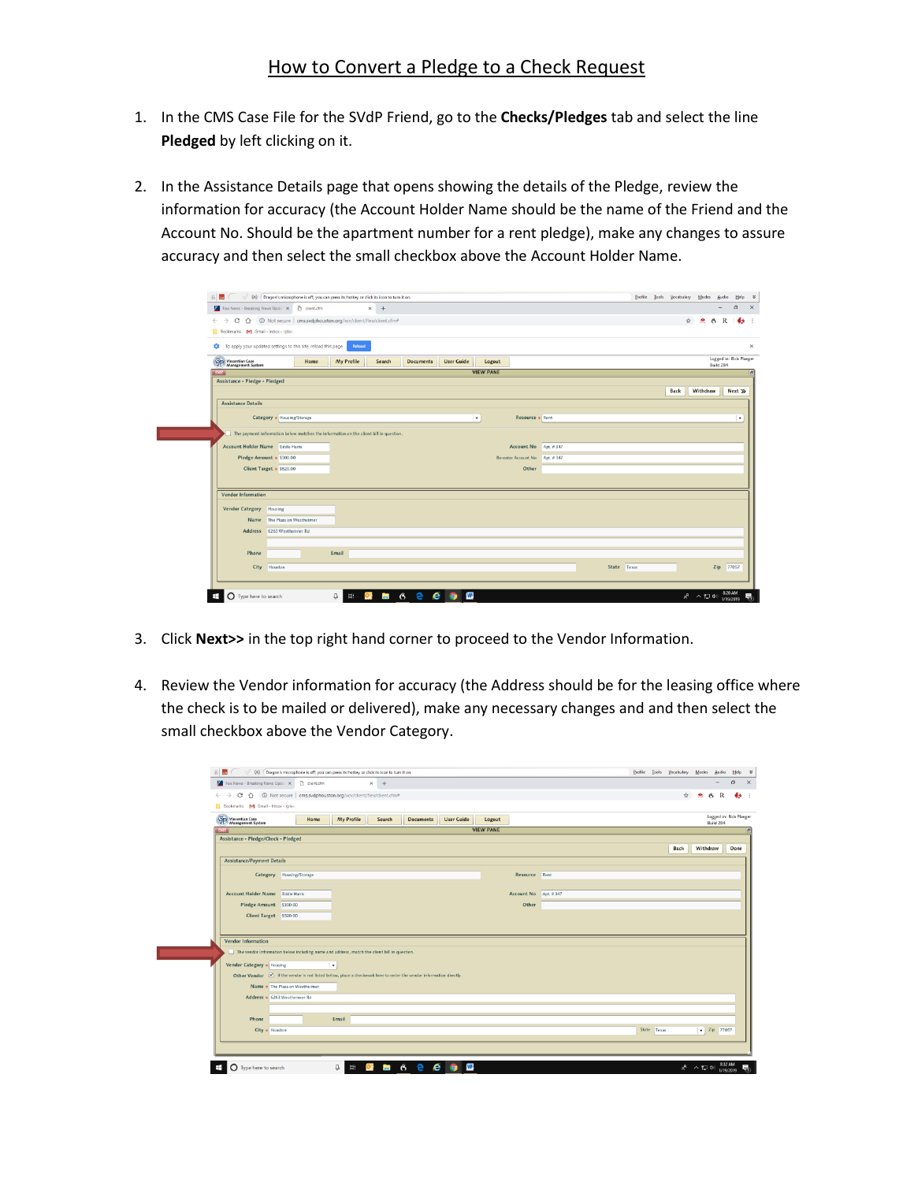# How to Convert a Pledge to a Check Request

1. In the CMS Case File for the SVdP Friend, go to the **Checks/Pledges** tab and select the line **Pledged** by left clicking on it.

2. In the Assistance Details page that opens showing the details of the Pledge, review the information for accuracy (the Account Holder Name should be the name of the Friend and the Account No. Should be the apartment number for a rent pledge), make any changes to assure accuracy and then select the small checkbox above the Account Holder Name.

3. Click **Next>>** in the top right hand corner to proceed to the Vendor Information.

4. Review the Vendor information for accuracy (the Address should be for the leasing office where the check is to be mailed or delivered), make any necessary changes and and then select the small checkbox above the Vendor Category.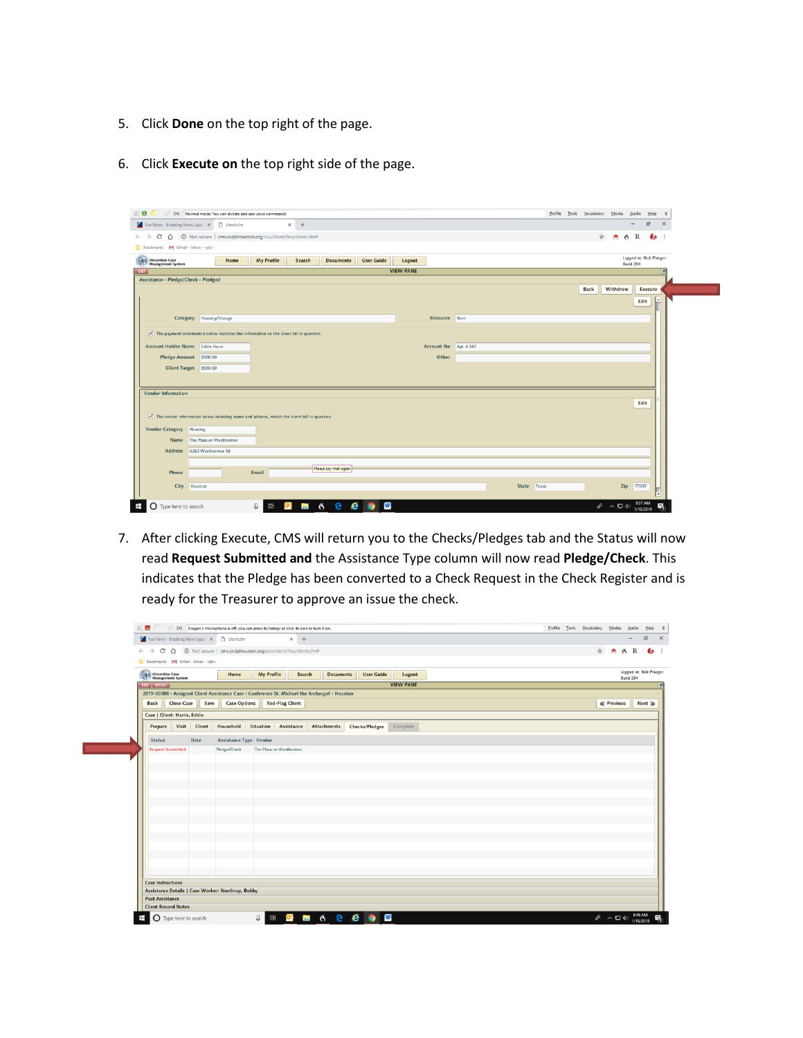5. Click **Done** on the top right of the page.

6. Click **Execute on** the top right side of the page.

7. After clicking Execute, CMS will return you to the Checks/Pledges tab and the Status will now read **Request Submitted and** the Assistance Type column will now read **Pledge/Check**. This indicates that the Pledge has been converted to a Check Request in the Check Register and is ready for the Treasurer to approve an issue the check.